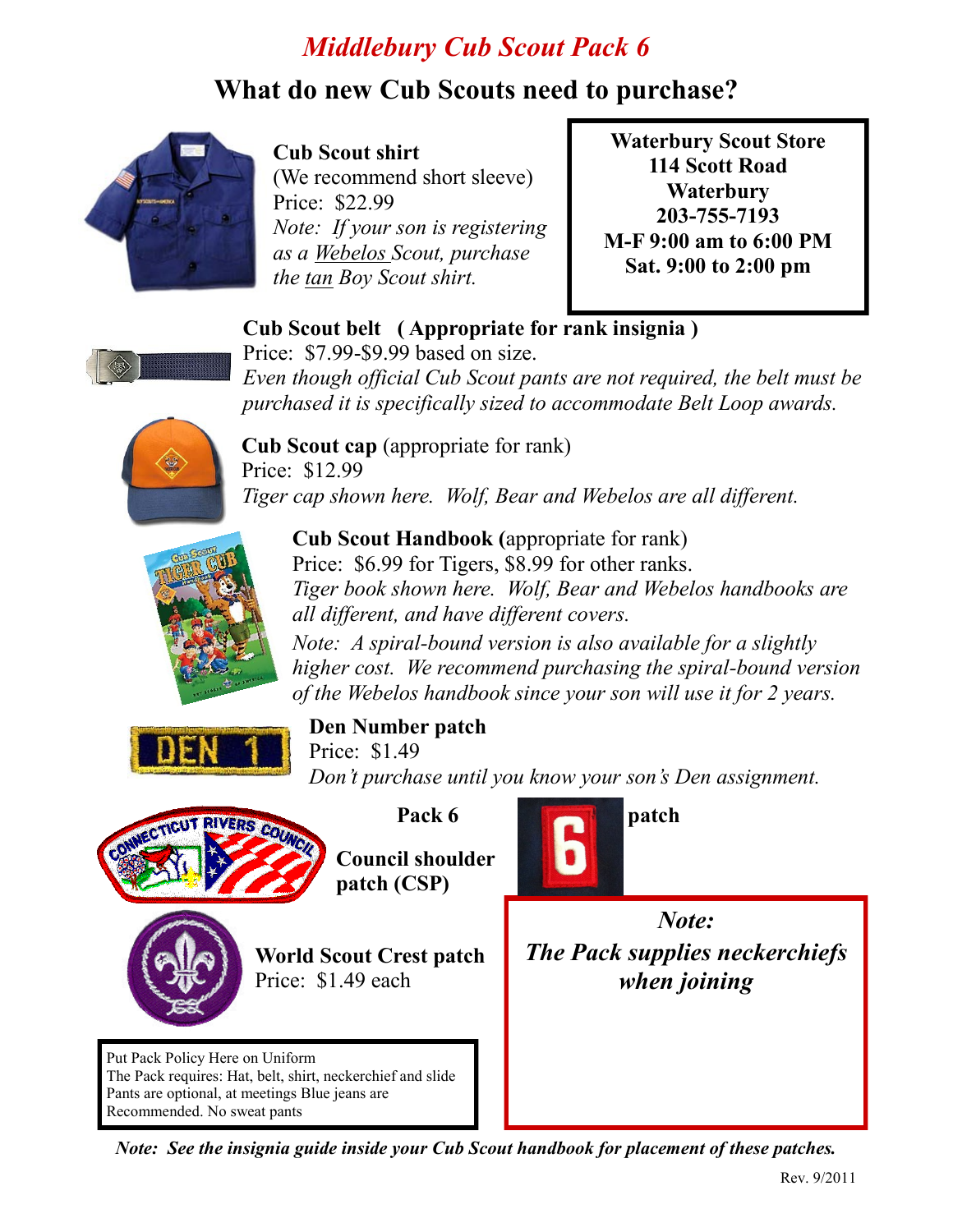# Middlebury Cub Scout Pack 6

## What do new Cub Scouts need to purchase?

**Waterbury Scout Store**
**114 Scott Road**
**Waterbury**
**203-755-7193**
**M-F 9:00 am to 6:00 PM**
**Sat. 9:00 to 2:00 pm**

**Cub Scout shirt**
(We recommend short sleeve)
Price: $22.99
*Note: If your son is registering as a Webelos Scout, purchase the tan Boy Scout shirt.*

**Cub Scout belt ( Appropriate for rank insignia )**
Price: $7.99-$9.99 based on size.
*Even though official Cub Scout pants are not required, the belt must be purchased it is specifically sized to accommodate Belt Loop awards.*

**Cub Scout cap** (appropriate for rank)
Price: $12.99
*Tiger cap shown here. Wolf, Bear and Webelos are all different.*

**Cub Scout Handbook (**appropriate for rank)
Price: $6.99 for Tigers, $8.99 for other ranks.
*Tiger book shown here. Wolf, Bear and Webelos handbooks are all different, and have different covers.*
*Note: A spiral-bound version is also available for a slightly higher cost. We recommend purchasing the spiral-bound version of the Webelos handbook since your son will use it for 2 years.*

**Den Number patch**
Price: $1.49
*Don't purchase until you know your son's Den assignment.*

**Council shoulder patch (CSP)**

**Pack 6 patch**

**World Scout Crest patch**
Price: $1.49 each

***Note:***
***The Pack supplies neckerchiefs when joining***

Put Pack Policy Here on Uniform
The Pack requires: Hat, belt, shirt, neckerchief and slide
Pants are optional, at meetings Blue jeans are Recommended. No sweat pants

***Note: See the insignia guide inside your Cub Scout handbook for placement of these patches.***

Rev. 9/2011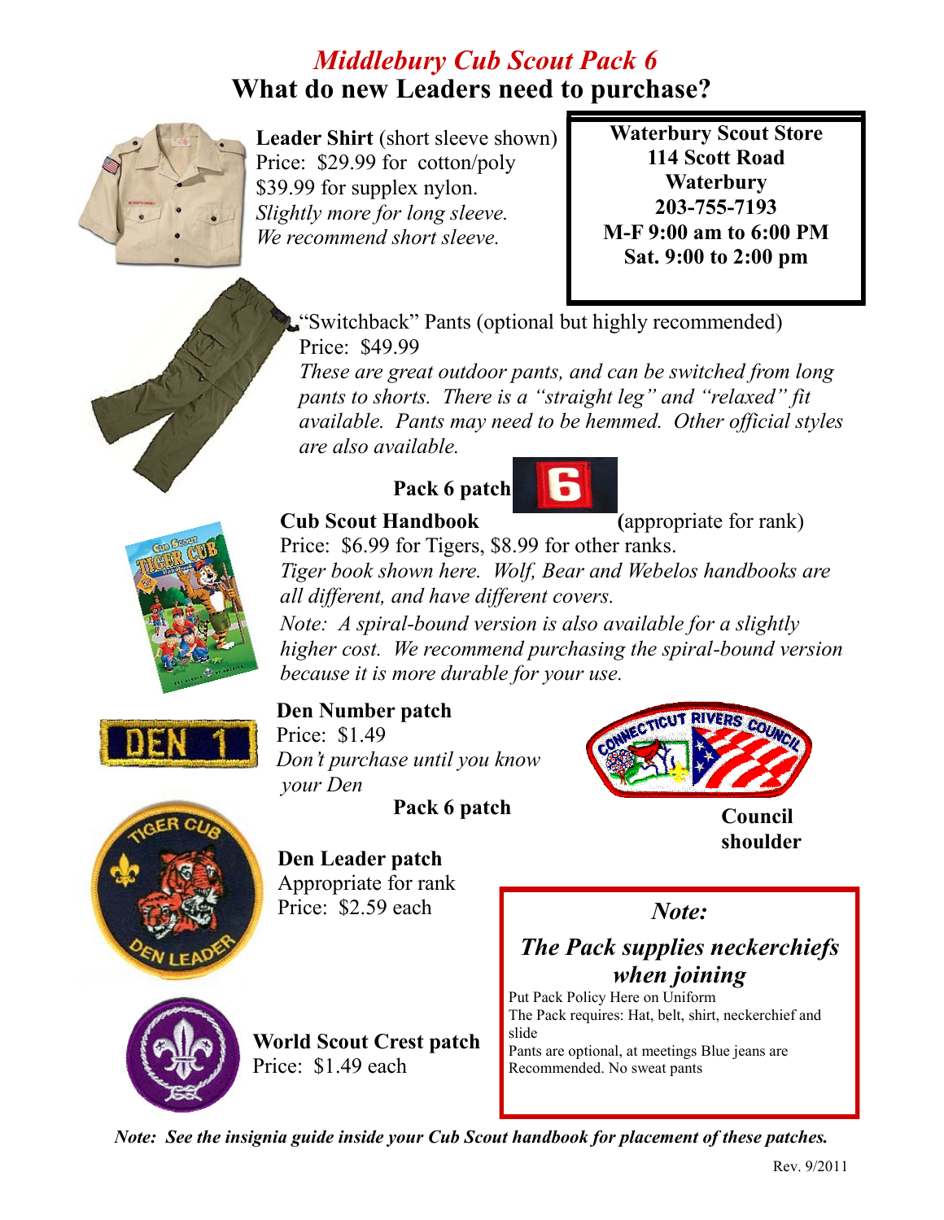# *Middlebury Cub Scout Pack 6*

## What do new Leaders need to purchase?

**Leader Shirt** (short sleeve shown)
Price: $29.99 for cotton/poly
$39.99 for supplex nylon.
*Slightly more for long sleeve.*
*We recommend short sleeve.*

**Waterbury Scout Store**
**114 Scott Road**
**Waterbury**
**203-755-7193**
**M-F 9:00 am to 6:00 PM**
**Sat. 9:00 to 2:00 pm**

"Switchback" Pants (optional but highly recommended)
Price: $49.99
*These are great outdoor pants, and can be switched from long pants to shorts. There is a "straight leg" and "relaxed" fit available. Pants may need to be hemmed. Other official styles are also available.*

**Pack 6 patch**

**Cub Scout Handbook** (appropriate for rank)
Price: $6.99 for Tigers, $8.99 for other ranks.
*Tiger book shown here. Wolf, Bear and Webelos handbooks are all different, and have different covers.*
*Note: A spiral-bound version is also available for a slightly higher cost. We recommend purchasing the spiral-bound version because it is more durable for your use.*

**Den Number patch**
Price: $1.49
*Don't purchase until you know your Den*

**Pack 6 patch**

**Council shoulder**

**Den Leader patch**
Appropriate for rank
Price: $2.59 each

**World Scout Crest patch**
Price: $1.49 each

*Note:*

***The Pack supplies neckerchiefs when joining***

Put Pack Policy Here on Uniform
The Pack requires: Hat, belt, shirt, neckerchief and slide
Pants are optional, at meetings Blue jeans are Recommended. No sweat pants

***Note: See the insignia guide inside your Cub Scout handbook for placement of these patches.***

Rev. 9/2011